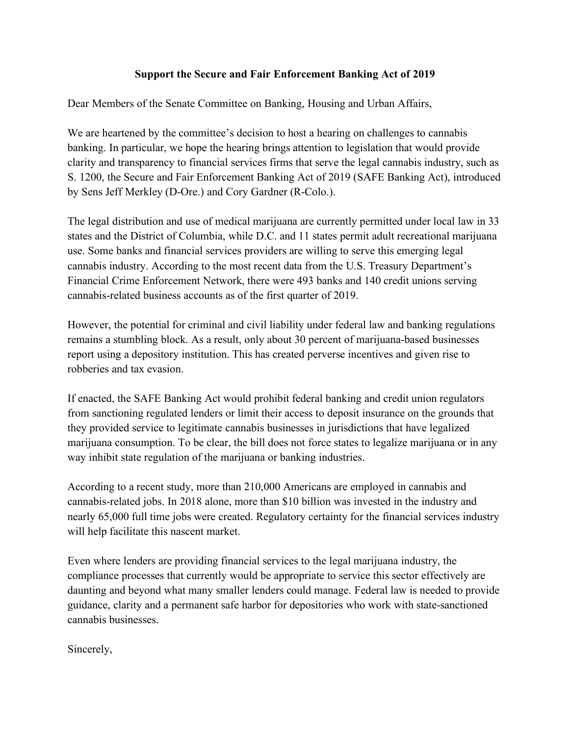**Support the Secure and Fair Enforcement Banking Act of 2019**

Dear Members of the Senate Committee on Banking, Housing and Urban Affairs,

We are heartened by the committee's decision to host a hearing on challenges to cannabis banking. In particular, we hope the hearing brings attention to legislation that would provide clarity and transparency to financial services firms that serve the legal cannabis industry, such as S. 1200, the Secure and Fair Enforcement Banking Act of 2019 (SAFE Banking Act), introduced by Sens Jeff Merkley (D-Ore.) and Cory Gardner (R-Colo.).

The legal distribution and use of medical marijuana are currently permitted under local law in 33 states and the District of Columbia, while D.C. and 11 states permit adult recreational marijuana use. Some banks and financial services providers are willing to serve this emerging legal cannabis industry. According to the most recent data from the U.S. Treasury Department's Financial Crime Enforcement Network, there were 493 banks and 140 credit unions serving cannabis-related business accounts as of the first quarter of 2019.

However, the potential for criminal and civil liability under federal law and banking regulations remains a stumbling block. As a result, only about 30 percent of marijuana-based businesses report using a depository institution. This has created perverse incentives and given rise to robberies and tax evasion.

If enacted, the SAFE Banking Act would prohibit federal banking and credit union regulators from sanctioning regulated lenders or limit their access to deposit insurance on the grounds that they provided service to legitimate cannabis businesses in jurisdictions that have legalized marijuana consumption. To be clear, the bill does not force states to legalize marijuana or in any way inhibit state regulation of the marijuana or banking industries.

According to a recent study, more than 210,000 Americans are employed in cannabis and cannabis-related jobs. In 2018 alone, more than $10 billion was invested in the industry and nearly 65,000 full time jobs were created. Regulatory certainty for the financial services industry will help facilitate this nascent market.

Even where lenders are providing financial services to the legal marijuana industry, the compliance processes that currently would be appropriate to service this sector effectively are daunting and beyond what many smaller lenders could manage. Federal law is needed to provide guidance, clarity and a permanent safe harbor for depositories who work with state-sanctioned cannabis businesses.

Sincerely,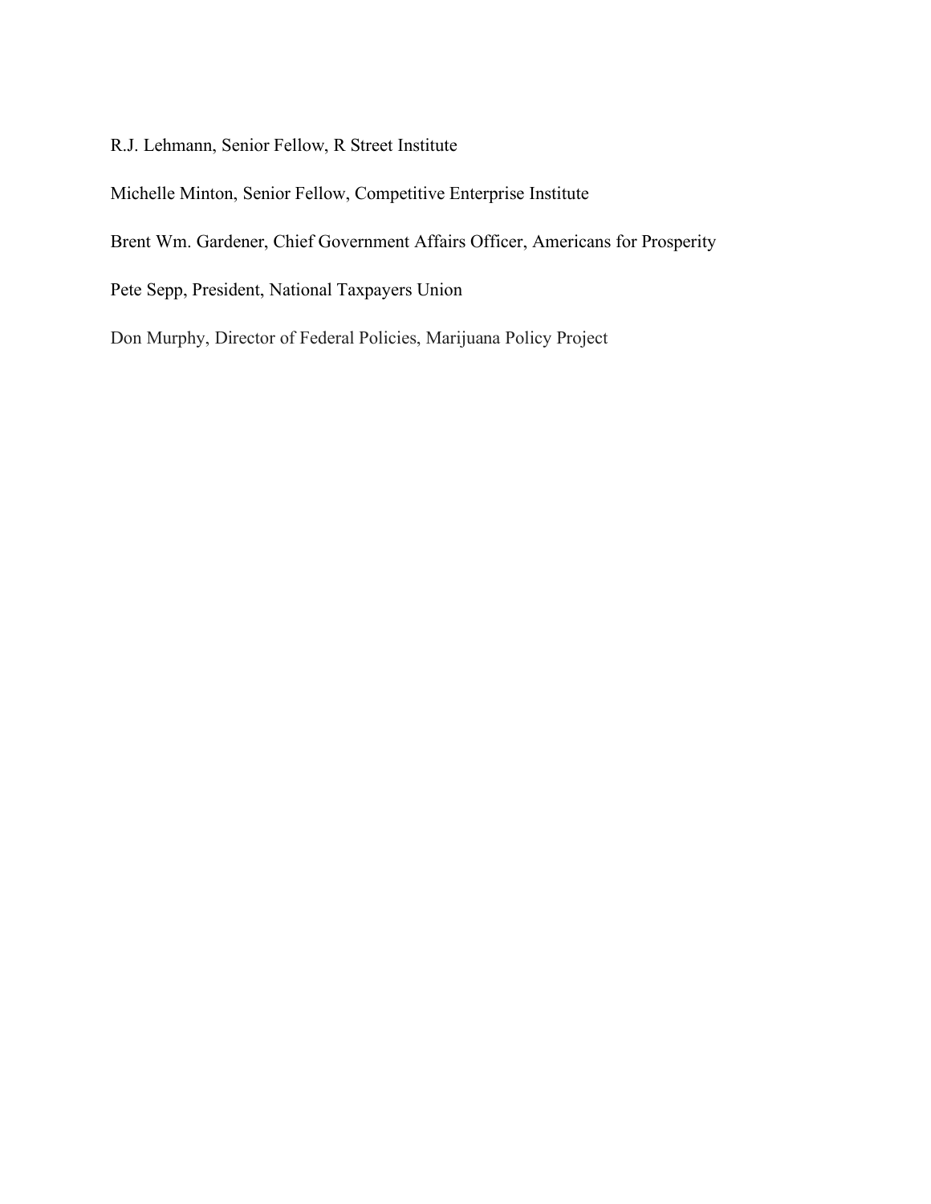R.J. Lehmann, Senior Fellow, R Street Institute

Michelle Minton, Senior Fellow, Competitive Enterprise Institute

Brent Wm. Gardener, Chief Government Affairs Officer, Americans for Prosperity

Pete Sepp, President, National Taxpayers Union

Don Murphy, Director of Federal Policies, Marijuana Policy Project